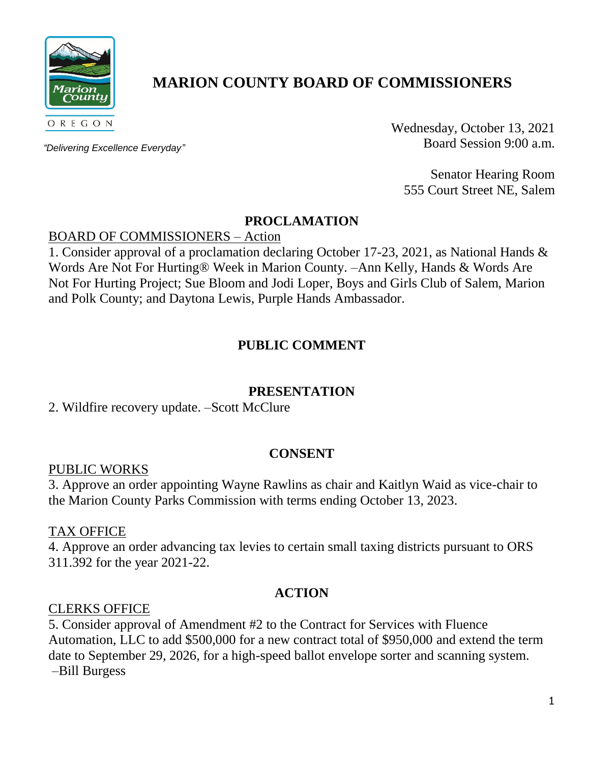# MARION COUNTY BOARD OF COMMISSIONERS

Marion County OREGON

*"Delivering Excellence Everyday"*

Wednesday, October 13, 2021
Board Session 9:00 a.m.

Senator Hearing Room
555 Court Street NE, Salem

## PROCLAMATION

BOARD OF COMMISSIONERS – Action

1. Consider approval of a proclamation declaring October 17-23, 2021, as National Hands & Words Are Not For Hurting® Week in Marion County. –Ann Kelly, Hands & Words Are Not For Hurting Project; Sue Bloom and Jodi Loper, Boys and Girls Club of Salem, Marion and Polk County; and Daytona Lewis, Purple Hands Ambassador.

## PUBLIC COMMENT

## PRESENTATION

2. Wildfire recovery update. –Scott McClure

## CONSENT

PUBLIC WORKS

3. Approve an order appointing Wayne Rawlins as chair and Kaitlyn Waid as vice-chair to the Marion County Parks Commission with terms ending October 13, 2023.

TAX OFFICE

4. Approve an order advancing tax levies to certain small taxing districts pursuant to ORS 311.392 for the year 2021-22.

## ACTION

CLERKS OFFICE

5. Consider approval of Amendment #2 to the Contract for Services with Fluence Automation, LLC to add $500,000 for a new contract total of $950,000 and extend the term date to September 29, 2026, for a high-speed ballot envelope sorter and scanning system. –Bill Burgess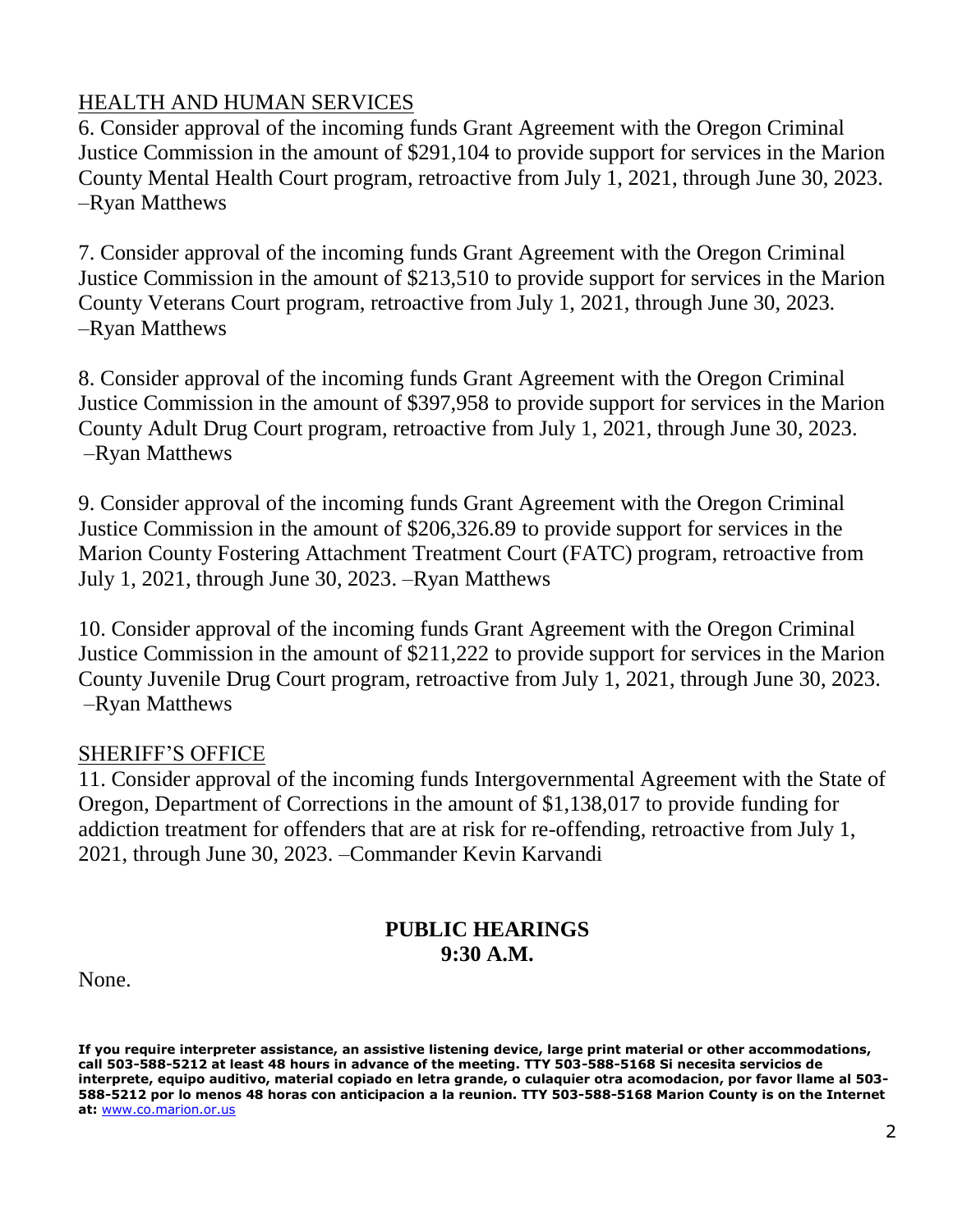## HEALTH AND HUMAN SERVICES

6. Consider approval of the incoming funds Grant Agreement with the Oregon Criminal Justice Commission in the amount of $291,104 to provide support for services in the Marion County Mental Health Court program, retroactive from July 1, 2021, through June 30, 2023. –Ryan Matthews

7. Consider approval of the incoming funds Grant Agreement with the Oregon Criminal Justice Commission in the amount of $213,510 to provide support for services in the Marion County Veterans Court program, retroactive from July 1, 2021, through June 30, 2023. –Ryan Matthews

8. Consider approval of the incoming funds Grant Agreement with the Oregon Criminal Justice Commission in the amount of $397,958 to provide support for services in the Marion County Adult Drug Court program, retroactive from July 1, 2021, through June 30, 2023. –Ryan Matthews

9. Consider approval of the incoming funds Grant Agreement with the Oregon Criminal Justice Commission in the amount of $206,326.89 to provide support for services in the Marion County Fostering Attachment Treatment Court (FATC) program, retroactive from July 1, 2021, through June 30, 2023. –Ryan Matthews

10. Consider approval of the incoming funds Grant Agreement with the Oregon Criminal Justice Commission in the amount of $211,222 to provide support for services in the Marion County Juvenile Drug Court program, retroactive from July 1, 2021, through June 30, 2023. –Ryan Matthews

## SHERIFF'S OFFICE

11. Consider approval of the incoming funds Intergovernmental Agreement with the State of Oregon, Department of Corrections in the amount of $1,138,017 to provide funding for addiction treatment for offenders that are at risk for re-offending, retroactive from July 1, 2021, through June 30, 2023. –Commander Kevin Karvandi

## PUBLIC HEARINGS
## 9:30 A.M.

None.

**If you require interpreter assistance, an assistive listening device, large print material or other accommodations, call 503-588-5212 at least 48 hours in advance of the meeting. TTY 503-588-5168 Si necesita servicios de interprete, equipo auditivo, material copiado en letra grande, o culaquier otra acomodacion, por favor llame al 503-588-5212 por lo menos 48 horas con anticipacion a la reunion. TTY 503-588-5168 Marion County is on the Internet at:** www.co.marion.or.us